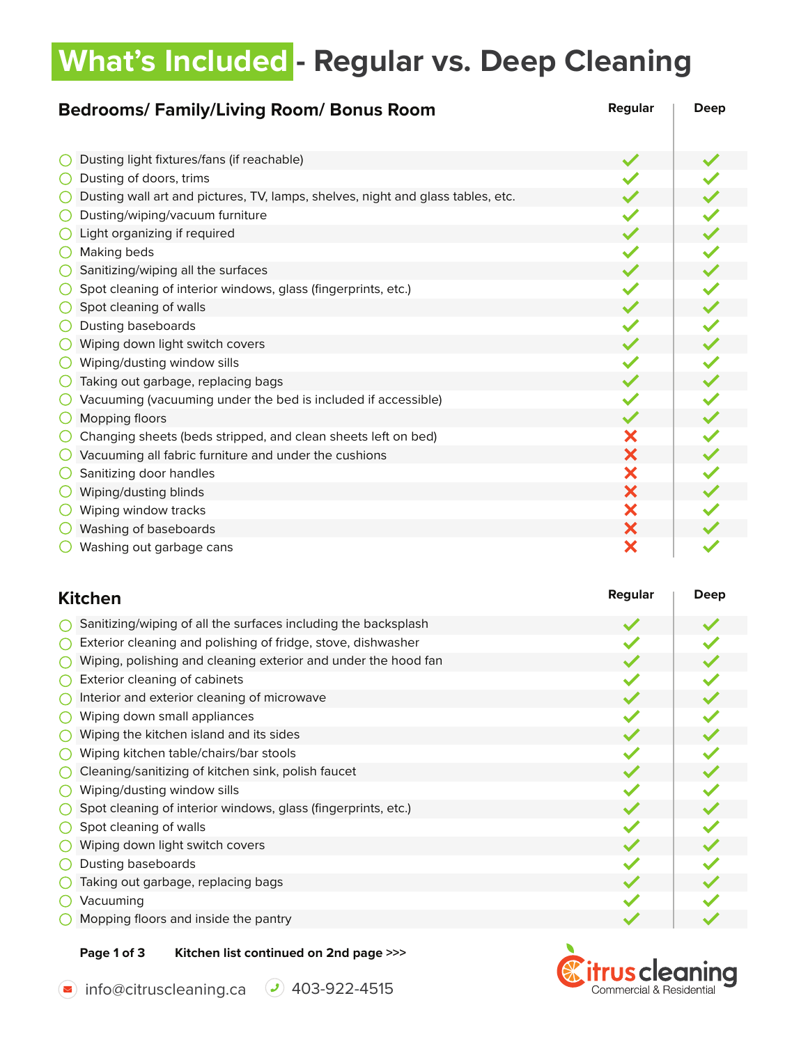# What's Included - Regular vs. Deep Cleaning

## Bedrooms/ Family/Living Room/ Bonus Room

| Task | Regular | Deep |
| --- | --- | --- |
| Dusting light fixtures/fans (if reachable) | ✓ | ✓ |
| Dusting of doors, trims | ✓ | ✓ |
| Dusting wall art and pictures, TV, lamps, shelves, night and glass tables, etc. | ✓ | ✓ |
| Dusting/wiping/vacuum furniture | ✓ | ✓ |
| Light organizing if required | ✓ | ✓ |
| Making beds | ✓ | ✓ |
| Sanitizing/wiping all the surfaces | ✓ | ✓ |
| Spot cleaning of interior windows, glass (fingerprints, etc.) | ✓ | ✓ |
| Spot cleaning of walls | ✓ | ✓ |
| Dusting baseboards | ✓ | ✓ |
| Wiping down light switch covers | ✓ | ✓ |
| Wiping/dusting window sills | ✓ | ✓ |
| Taking out garbage, replacing bags | ✓ | ✓ |
| Vacuuming (vacuuming under the bed is included if accessible) | ✓ | ✓ |
| Mopping floors | ✓ | ✓ |
| Changing sheets (beds stripped, and clean sheets left on bed) | ✗ | ✓ |
| Vacuuming all fabric furniture and under the cushions | ✗ | ✓ |
| Sanitizing door handles | ✗ | ✓ |
| Wiping/dusting blinds | ✗ | ✓ |
| Wiping window tracks | ✗ | ✓ |
| Washing of baseboards | ✗ | ✓ |
| Washing out garbage cans | ✗ | ✓ |

## Kitchen

| Task | Regular | Deep |
| --- | --- | --- |
| Sanitizing/wiping of all the surfaces including the backsplash | ✓ | ✓ |
| Exterior cleaning and polishing of fridge, stove, dishwasher | ✓ | ✓ |
| Wiping, polishing and cleaning exterior and under the hood fan | ✓ | ✓ |
| Exterior cleaning of cabinets | ✓ | ✓ |
| Interior and exterior cleaning of microwave | ✓ | ✓ |
| Wiping down small appliances | ✓ | ✓ |
| Wiping the kitchen island and its sides | ✓ | ✓ |
| Wiping kitchen table/chairs/bar stools | ✓ | ✓ |
| Cleaning/sanitizing of kitchen sink, polish faucet | ✓ | ✓ |
| Wiping/dusting window sills | ✓ | ✓ |
| Spot cleaning of interior windows, glass (fingerprints, etc.) | ✓ | ✓ |
| Spot cleaning of walls | ✓ | ✓ |
| Wiping down light switch covers | ✓ | ✓ |
| Dusting baseboards | ✓ | ✓ |
| Taking out garbage, replacing bags | ✓ | ✓ |
| Vacuuming | ✓ | ✓ |
| Mopping floors and inside the pantry | ✓ | ✓ |

**Kitchen list continued on 2nd page >>>**

info@citruscleaning.ca    403-922-4515

Citrus cleaning — Commercial & Residential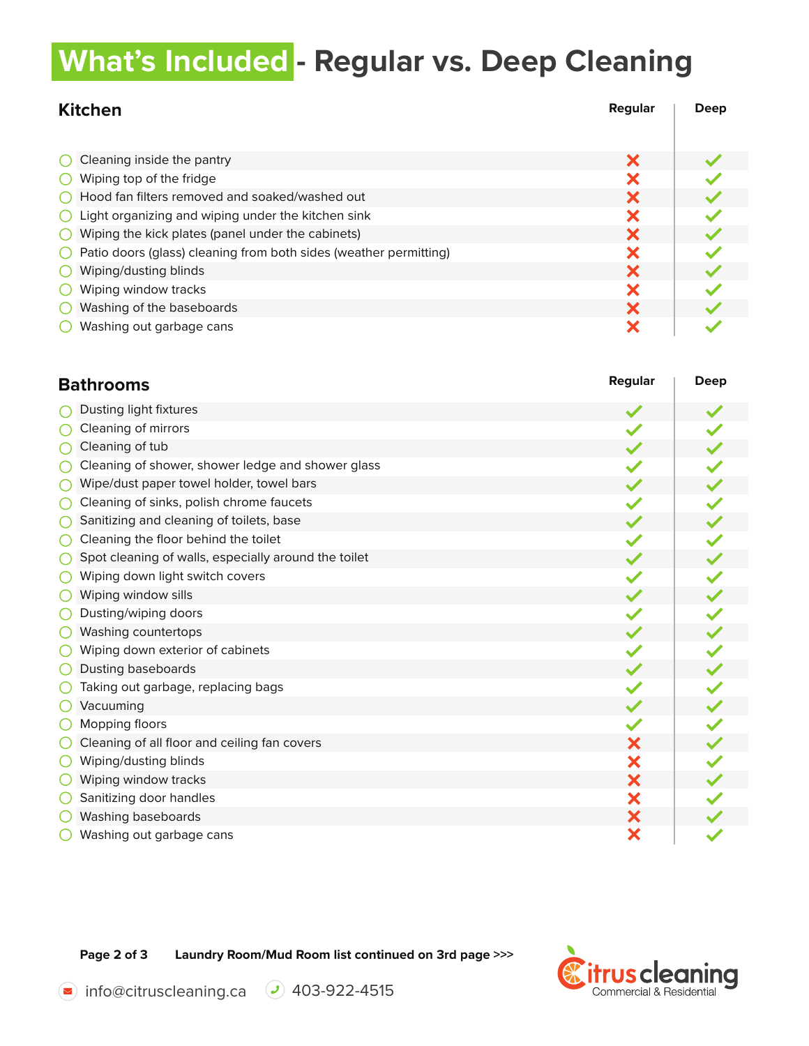# What's Included - Regular vs. Deep Cleaning

## Kitchen

| Kitchen | Regular | Deep |
|---|---|---|
| Cleaning inside the pantry | ✗ | ✓ |
| Wiping top of the fridge | ✗ | ✓ |
| Hood fan filters removed and soaked/washed out | ✗ | ✓ |
| Light organizing and wiping under the kitchen sink | ✗ | ✓ |
| Wiping the kick plates (panel under the cabinets) | ✗ | ✓ |
| Patio doors (glass) cleaning from both sides (weather permitting) | ✗ | ✓ |
| Wiping/dusting blinds | ✗ | ✓ |
| Wiping window tracks | ✗ | ✓ |
| Washing of the baseboards | ✗ | ✓ |
| Washing out garbage cans | ✗ | ✓ |

## Bathrooms

| Bathrooms | Regular | Deep |
|---|---|---|
| Dusting light fixtures | ✓ | ✓ |
| Cleaning of mirrors | ✓ | ✓ |
| Cleaning of tub | ✓ | ✓ |
| Cleaning of shower, shower ledge and shower glass | ✓ | ✓ |
| Wipe/dust paper towel holder, towel bars | ✓ | ✓ |
| Cleaning of sinks, polish chrome faucets | ✓ | ✓ |
| Sanitizing and cleaning of toilets, base | ✓ | ✓ |
| Cleaning the floor behind the toilet | ✓ | ✓ |
| Spot cleaning of walls, especially around the toilet | ✓ | ✓ |
| Wiping down light switch covers | ✓ | ✓ |
| Wiping window sills | ✓ | ✓ |
| Dusting/wiping doors | ✓ | ✓ |
| Washing countertops | ✓ | ✓ |
| Wiping down exterior of cabinets | ✓ | ✓ |
| Dusting baseboards | ✓ | ✓ |
| Taking out garbage, replacing bags | ✓ | ✓ |
| Vacuuming | ✓ | ✓ |
| Mopping floors | ✓ | ✓ |
| Cleaning of all floor and ceiling fan covers | ✗ | ✓ |
| Wiping/dusting blinds | ✗ | ✓ |
| Wiping window tracks | ✗ | ✓ |
| Sanitizing door handles | ✗ | ✓ |
| Washing baseboards | ✗ | ✓ |
| Washing out garbage cans | ✗ | ✓ |

**Laundry Room/Mud Room list continued on 3rd page >>>**

info@citruscleaning.ca 403-922-4515

citrus cleaning
Commercial & Residential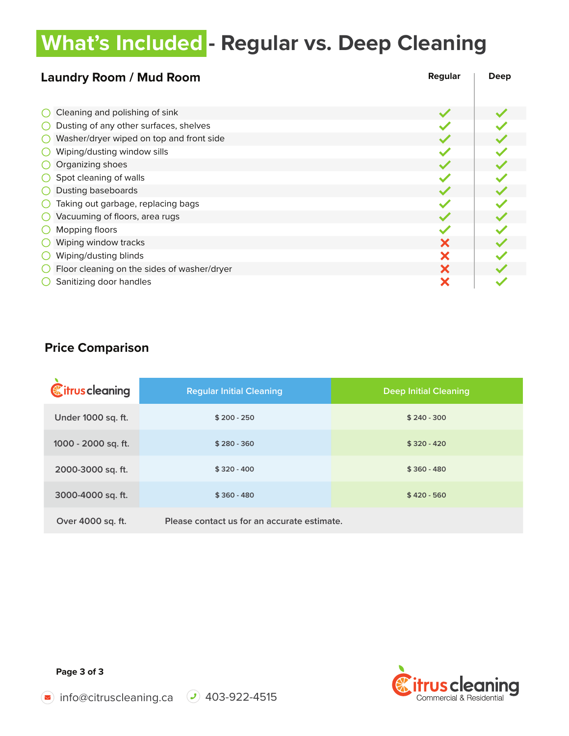# What's Included - Regular vs. Deep Cleaning

## Laundry Room / Mud Room

| Laundry Room / Mud Room | Regular | Deep |
|---|---|---|
| Cleaning and polishing of sink | ✓ | ✓ |
| Dusting of any other surfaces, shelves | ✓ | ✓ |
| Washer/dryer wiped on top and front side | ✓ | ✓ |
| Wiping/dusting window sills | ✓ | ✓ |
| Organizing shoes | ✓ | ✓ |
| Spot cleaning of walls | ✓ | ✓ |
| Dusting baseboards | ✓ | ✓ |
| Taking out garbage, replacing bags | ✓ | ✓ |
| Vacuuming of floors, area rugs | ✓ | ✓ |
| Mopping floors | ✓ | ✓ |
| Wiping window tracks | ✗ | ✓ |
| Wiping/dusting blinds | ✗ | ✓ |
| Floor cleaning on the sides of washer/dryer | ✗ | ✓ |
| Sanitizing door handles | ✗ | ✓ |

## Price Comparison

| citrus cleaning | Regular Initial Cleaning | Deep Initial Cleaning |
|---|---|---|
| Under 1000 sq. ft. | $ 200 - 250 | $ 240 - 300 |
| 1000 - 2000 sq. ft. | $ 280 - 360 | $ 320 - 420 |
| 2000-3000 sq. ft. | $ 320 - 400 | $ 360 - 480 |
| 3000-4000 sq. ft. | $ 360 - 480 | $ 420 - 560 |
| Over 4000 sq. ft. | Please contact us for an accurate estimate. | |

info@citruscleaning.ca 403-922-4515

citrus cleaning Commercial & Residential